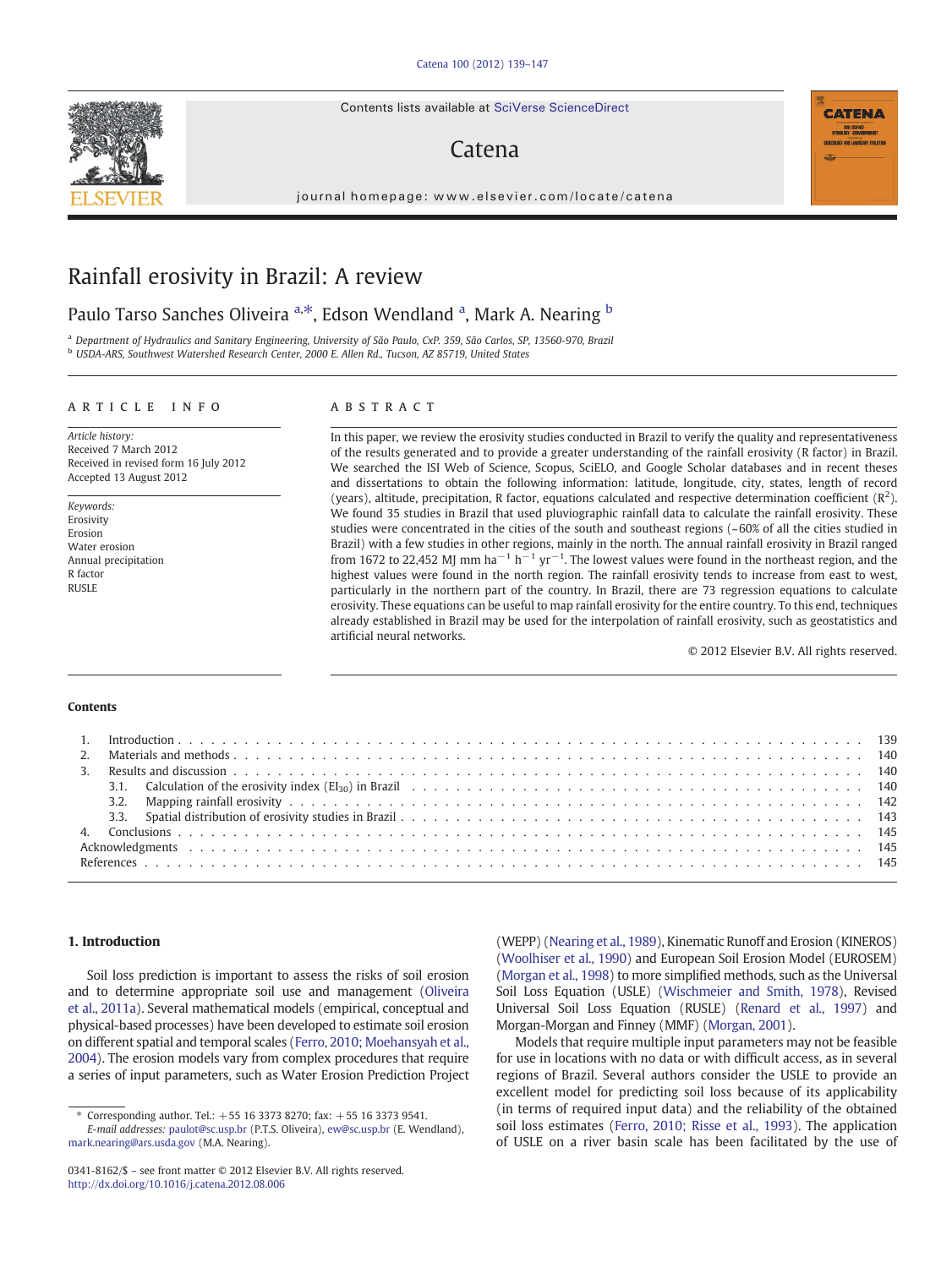# Rainfall erosivity in Brazil: A review

Paulo Tarso Sanches Oliveira [a,*], Edson Wendland [a], Mark A. Nearing [b]

[a] Department of Hydraulics and Sanitary Engineering, University of São Paulo, CxP. 359, São Carlos, SP, 13560-970, Brazil
[b] USDA-ARS, Southwest Watershed Research Center, 2000 E. Allen Rd., Tucson, AZ 85719, United States

## ARTICLE INFO

*Article history:*
Received 7 March 2012
Received in revised form 16 July 2012
Accepted 13 August 2012

*Keywords:*
Erosivity
Erosion
Water erosion
Annual precipitation
R factor
RUSLE

## ABSTRACT

In this paper, we review the erosivity studies conducted in Brazil to verify the quality and representativeness of the results generated and to provide a greater understanding of the rainfall erosivity (R factor) in Brazil. We searched the ISI Web of Science, Scopus, SciELO, and Google Scholar databases and in recent theses and dissertations to obtain the following information: latitude, longitude, city, states, length of record (years), altitude, precipitation, R factor, equations calculated and respective determination coefficient ($R^2$). We found 35 studies in Brazil that used pluviographic rainfall data to calculate the rainfall erosivity. These studies were concentrated in the cities of the south and southeast regions (~60% of all the cities studied in Brazil) with a few studies in other regions, mainly in the north. The annual rainfall erosivity in Brazil ranged from 1672 to 22,452 MJ mm $ha^{-1}$ $h^{-1}$ $yr^{-1}$. The lowest values were found in the northeast region, and the highest values were found in the north region. The rainfall erosivity tends to increase from east to west, particularly in the northern part of the country. In Brazil, there are 73 regression equations to calculate erosivity. These equations can be useful to map rainfall erosivity for the entire country. To this end, techniques already established in Brazil may be used for the interpolation of rainfall erosivity, such as geostatistics and artificial neural networks.

© 2012 Elsevier B.V. All rights reserved.

## Contents

1. Introduction . . . 139
2. Materials and methods . . . 140
3. Results and discussion . . . 140
   - 3.1. Calculation of the erosivity index ($EI_{30}$) in Brazil . . . 140
   - 3.2. Mapping rainfall erosivity . . . 142
   - 3.3. Spatial distribution of erosivity studies in Brazil . . . 143
4. Conclusions . . . 145

Acknowledgments . . . 145

References . . . 145

## 1. Introduction

Soil loss prediction is important to assess the risks of soil erosion and to determine appropriate soil use and management (Oliveira et al., 2011a). Several mathematical models (empirical, conceptual and physical-based processes) have been developed to estimate soil erosion on different spatial and temporal scales (Ferro, 2010; Moehansyah et al., 2004). The erosion models vary from complex procedures that require a series of input parameters, such as Water Erosion Prediction Project (WEPP) (Nearing et al., 1989), Kinematic Runoff and Erosion (KINEROS) (Woolhiser et al., 1990) and European Soil Erosion Model (EUROSEM) (Morgan et al., 1998) to more simplified methods, such as the Universal Soil Loss Equation (USLE) (Wischmeier and Smith, 1978), Revised Universal Soil Loss Equation (RUSLE) (Renard et al., 1997) and Morgan-Morgan and Finney (MMF) (Morgan, 2001).

Models that require multiple input parameters may not be feasible for use in locations with no data or with difficult access, as in several regions of Brazil. Several authors consider the USLE to provide an excellent model for predicting soil loss because of its applicability (in terms of required input data) and the reliability of the obtained soil loss estimates (Ferro, 2010; Risse et al., 1993). The application of USLE on a river basin scale has been facilitated by the use of

\* Corresponding author. Tel.: +55 16 3373 8270; fax: +55 16 3373 9541.
*E-mail addresses:* paulot@sc.usp.br (P.T.S. Oliveira), ew@sc.usp.br (E. Wendland), mark.nearing@ars.usda.gov (M.A. Nearing).

0341-8162/$ – see front matter © 2012 Elsevier B.V. All rights reserved.
http://dx.doi.org/10.1016/j.catena.2012.08.006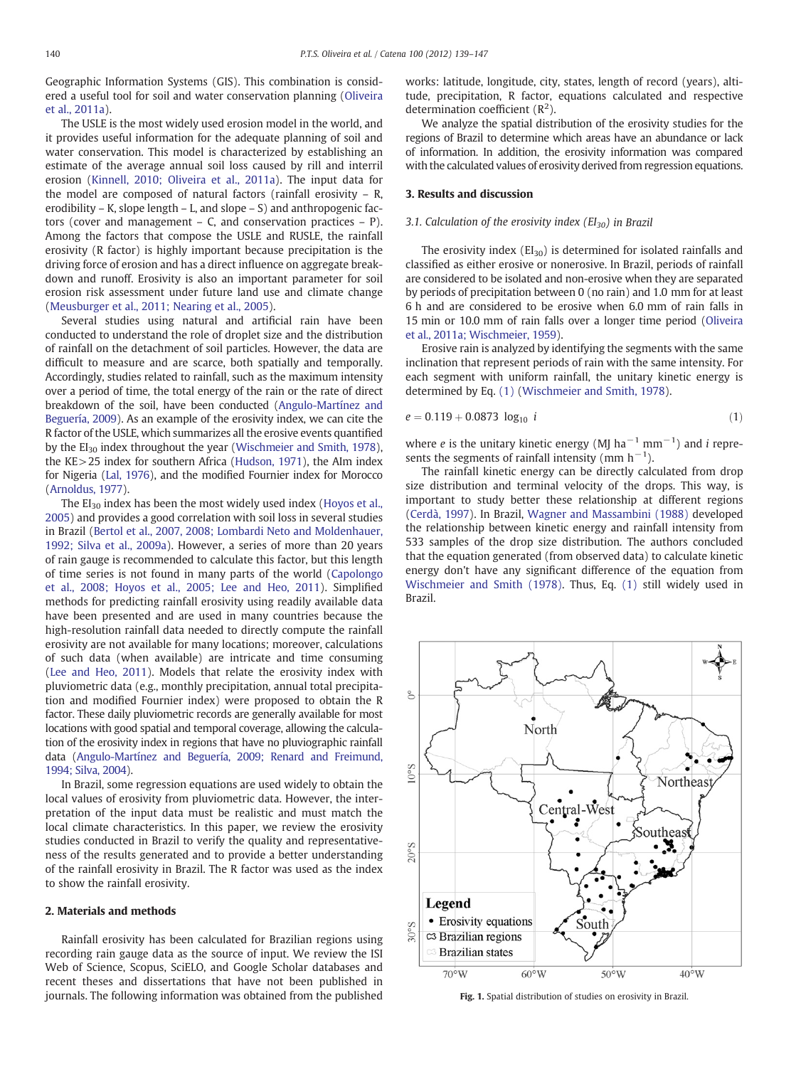Geographic Information Systems (GIS). This combination is considered a useful tool for soil and water conservation planning (Oliveira et al., 2011a).

The USLE is the most widely used erosion model in the world, and it provides useful information for the adequate planning of soil and water conservation. This model is characterized by establishing an estimate of the average annual soil loss caused by rill and interril erosion (Kinnell, 2010; Oliveira et al., 2011a). The input data for the model are composed of natural factors (rainfall erosivity – R, erodibility – K, slope length – L, and slope – S) and anthropogenic factors (cover and management – C, and conservation practices – P). Among the factors that compose the USLE and RUSLE, the rainfall erosivity (R factor) is highly important because precipitation is the driving force of erosion and has a direct influence on aggregate breakdown and runoff. Erosivity is also an important parameter for soil erosion risk assessment under future land use and climate change (Meusburger et al., 2011; Nearing et al., 2005).

Several studies using natural and artificial rain have been conducted to understand the role of droplet size and the distribution of rainfall on the detachment of soil particles. However, the data are difficult to measure and are scarce, both spatially and temporally. Accordingly, studies related to rainfall, such as the maximum intensity over a period of time, the total energy of the rain or the rate of direct breakdown of the soil, have been conducted (Angulo-Martínez and Beguería, 2009). As an example of the erosivity index, we can cite the R factor of the USLE, which summarizes all the erosive events quantified by the $EI_{30}$ index throughout the year (Wischmeier and Smith, 1978), the KE>25 index for southern Africa (Hudson, 1971), the AIm index for Nigeria (Lal, 1976), and the modified Fournier index for Morocco (Arnoldus, 1977).

The $EI_{30}$ index has been the most widely used index (Hoyos et al., 2005) and provides a good correlation with soil loss in several studies in Brazil (Bertol et al., 2007, 2008; Lombardi Neto and Moldenhauer, 1992; Silva et al., 2009a). However, a series of more than 20 years of rain gauge is recommended to calculate this factor, but this length of time series is not found in many parts of the world (Capolongo et al., 2008; Hoyos et al., 2005; Lee and Heo, 2011). Simplified methods for predicting rainfall erosivity using readily available data have been presented and are used in many countries because the high-resolution rainfall data needed to directly compute the rainfall erosivity are not available for many locations; moreover, calculations of such data (when available) are intricate and time consuming (Lee and Heo, 2011). Models that relate the erosivity index with pluviometric data (e.g., monthly precipitation, annual total precipitation and modified Fournier index) were proposed to obtain the R factor. These daily pluviometric records are generally available for most locations with good spatial and temporal coverage, allowing the calculation of the erosivity index in regions that have no pluviographic rainfall data (Angulo-Martínez and Beguería, 2009; Renard and Freimund, 1994; Silva, 2004).

In Brazil, some regression equations are used widely to obtain the local values of erosivity from pluviometric data. However, the interpretation of the input data must be realistic and must match the local climate characteristics. In this paper, we review the erosivity studies conducted in Brazil to verify the quality and representativeness of the results generated and to provide a better understanding of the rainfall erosivity in Brazil. The R factor was used as the index to show the rainfall erosivity.

## 2. Materials and methods

Rainfall erosivity has been calculated for Brazilian regions using recording rain gauge data as the source of input. We review the ISI Web of Science, Scopus, SciELO, and Google Scholar databases and recent theses and dissertations that have not been published in journals. The following information was obtained from the published works: latitude, longitude, city, states, length of record (years), altitude, precipitation, R factor, equations calculated and respective determination coefficient ($R^2$).

We analyze the spatial distribution of the erosivity studies for the regions of Brazil to determine which areas have an abundance or lack of information. In addition, the erosivity information was compared with the calculated values of erosivity derived from regression equations.

## 3. Results and discussion

### 3.1. Calculation of the erosivity index ($EI_{30}$) in Brazil

The erosivity index ($EI_{30}$) is determined for isolated rainfalls and classified as either erosive or nonerosive. In Brazil, periods of rainfall are considered to be isolated and non-erosive when they are separated by periods of precipitation between 0 (no rain) and 1.0 mm for at least 6 h and are considered to be erosive when 6.0 mm of rain falls in 15 min or 10.0 mm of rain falls over a longer time period (Oliveira et al., 2011a; Wischmeier, 1959).

Erosive rain is analyzed by identifying the segments with the same inclination that represent periods of rain with the same intensity. For each segment with uniform rainfall, the unitary kinetic energy is determined by Eq. (1) (Wischmeier and Smith, 1978).

$$e = 0.119 + 0.0873 \ \log_{10} \ i \tag{1}$$

where $e$ is the unitary kinetic energy (MJ $ha^{-1}$ $mm^{-1}$) and $i$ represents the segments of rainfall intensity (mm $h^{-1}$).

The rainfall kinetic energy can be directly calculated from drop size distribution and terminal velocity of the drops. This way, is important to study better these relationship at different regions (Cerdà, 1997). In Brazil, Wagner and Massambini (1988) developed the relationship between kinetic energy and rainfall intensity from 533 samples of the drop size distribution. The authors concluded that the equation generated (from observed data) to calculate kinetic energy don't have any significant difference of the equation from Wischmeier and Smith (1978). Thus, Eq. (1) still widely used in Brazil.

Fig. 1. Spatial distribution of studies on erosivity in Brazil.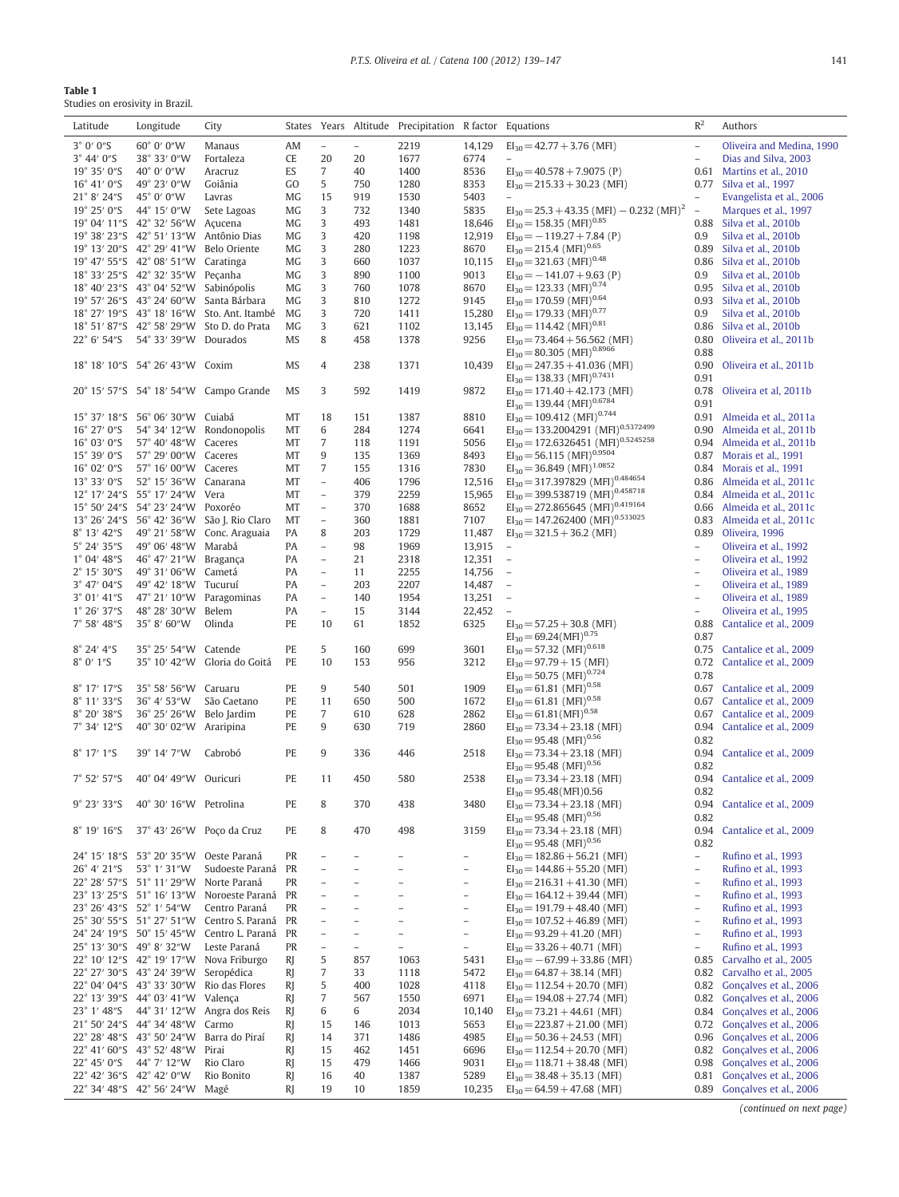**Table 1**
Studies on erosivity in Brazil.

| Latitude | Longitude | City | States | Years | Altitude | Precipitation | R factor | Equations | $R^2$ | Authors |
|---|---|---|---|---|---|---|---|---|---|---|
| 3° 0′ 0″S | 60° 0′ 0″W | Manaus | AM | – | – | 2219 | 14,129 | $EI_{30} = 42.77 + 3.76$ (MFI) | – | Oliveira and Medina, 1990 |
| 3° 44′ 0″S | 38° 33′ 0″W | Fortaleza | CE | 20 | 20 | 1677 | 6774 | – | – | Dias and Silva, 2003 |
| 19° 35′ 0″S | 40° 0′ 0″W | Aracruz | ES | 7 | 40 | 1400 | 8536 | $EI_{30} = 40.578 + 7.9075$ (P) | 0.61 | Martins et al., 2010 |
| 16° 41′ 0″S | 49° 23′ 0″W | Goiânia | GO | 5 | 750 | 1280 | 8353 | $EI_{30} = 215.33 + 30.23$ (MFI) | 0.77 | Silva et al., 1997 |
| 21° 8′ 24″S | 45° 0′ 0″W | Lavras | MG | 15 | 919 | 1530 | 5403 | – | – | Evangelista et al., 2006 |
| 19° 25′ 0″S | 44° 15′ 0″W | Sete Lagoas | MG | 3 | 732 | 1340 | 5835 | $EI_{30} = 25.3 + 43.35$ (MFI) $- 0.232$ $(MFI)^2$ | – | Marques et al., 1997 |
| 19° 04′ 11″S | 42° 32′ 56″W | Açucena | MG | 3 | 493 | 1481 | 18,646 | $EI_{30} = 158.35\ (MFI)^{0.85}$ | 0.88 | Silva et al., 2010b |
| 19° 38′ 23″S | 42° 51′ 13″W | Antônio Dias | MG | 3 | 420 | 1198 | 12,919 | $EI_{30} = -119.27 + 7.84$ (P) | 0.9 | Silva et al., 2010b |
| 19° 13′ 20″S | 42° 29′ 41″W | Belo Oriente | MG | 3 | 280 | 1223 | 8670 | $EI_{30} = 215.4\ (MFI)^{0.65}$ | 0.89 | Silva et al., 2010b |
| 19° 47′ 55″S | 42° 08′ 51″W | Caratinga | MG | 3 | 660 | 1037 | 10,115 | $EI_{30} = 321.63\ (MFI)^{0.48}$ | 0.86 | Silva et al., 2010b |
| 18° 33′ 25″S | 42° 32′ 35″W | Peçanha | MG | 3 | 890 | 1100 | 9013 | $EI_{30} = -141.07 + 9.63$ (P) | 0.9 | Silva et al., 2010b |
| 18° 40′ 23″S | 43° 04′ 52″W | Sabinópolis | MG | 3 | 760 | 1078 | 8670 | $EI_{30} = 123.33\ (MFI)^{0.74}$ | 0.95 | Silva et al., 2010b |
| 19° 57′ 26″S | 43° 24′ 60″W | Santa Bárbara | MG | 3 | 810 | 1272 | 9145 | $EI_{30} = 170.59\ (MFI)^{0.64}$ | 0.93 | Silva et al., 2010b |
| 18° 27′ 19″S | 43° 18′ 16″W | Sto. Ant. Itambé | MG | 3 | 720 | 1411 | 15,280 | $EI_{30} = 179.33\ (MFI)^{0.77}$ | 0.9 | Silva et al., 2010b |
| 18° 51′ 87″S | 42° 58′ 29″W | Sto D. do Prata | MG | 3 | 621 | 1102 | 13,145 | $EI_{30} = 114.42\ (MFI)^{0.81}$ | 0.86 | Silva et al., 2010b |
| 22° 6′ 54″S | 54° 33′ 39″W | Dourados | MS | 8 | 458 | 1378 | 9256 | $EI_{30} = 73.464 + 56.562$ (MFI)<br>$EI_{30} = 80.305\ (MFI)^{0.8966}$ | 0.80<br>0.88 | Oliveira et al., 2011b |
| 18° 18′ 10″S | 54° 26′ 43″W | Coxim | MS | 4 | 238 | 1371 | 10,439 | $EI_{30} = 247.35 + 41.036$ (MFI)<br>$EI_{30} = 138.33\ (MFI)^{0.7431}$ | 0.90<br>0.91 | Oliveira et al., 2011b |
| 20° 15′ 57″S | 54° 18′ 54″W | Campo Grande | MS | 3 | 592 | 1419 | 9872 | $EI_{30} = 171.40 + 42.173$ (MFI)<br>$EI_{30} = 139.44\ (MFI)^{0.6784}$ | 0.78<br>0.91 | Oliveira et al, 2011b |
| 15° 37′ 18″S | 56° 06′ 30″W | Cuiabá | MT | 18 | 151 | 1387 | 8810 | $EI_{30} = 109.412\ (MFI)^{0.744}$ | 0.91 | Almeida et al., 2011a |
| 16° 27′ 0″S | 54° 34′ 12″W | Rondonopolis | MT | 6 | 284 | 1274 | 6641 | $EI_{30} = 133.2004291\ (MFI)^{0.5372499}$ | 0.90 | Almeida et al., 2011b |
| 16° 03′ 0″S | 57° 40′ 48″W | Caceres | MT | 7 | 118 | 1191 | 5056 | $EI_{30} = 172.6326451\ (MFI)^{0.5245258}$ | 0.94 | Almeida et al., 2011b |
| 15° 39′ 0″S | 57° 29′ 00″W | Caceres | MT | 9 | 135 | 1369 | 8493 | $EI_{30} = 56.115\ (MFI)^{0.9504}$ | 0.87 | Morais et al., 1991 |
| 16° 02′ 0″S | 57° 16′ 00″W | Caceres | MT | 7 | 155 | 1316 | 7830 | $EI_{30} = 36.849\ (MFI)^{1.0852}$ | 0.84 | Morais et al., 1991 |
| 13° 33′ 0″S | 52° 15′ 36″W | Canarana | MT | – | 406 | 1796 | 12,516 | $EI_{30} = 317.397829\ (MFI)^{0.484654}$ | 0.86 | Almeida et al., 2011c |
| 12° 17′ 24″S | 55° 17′ 24″W | Vera | MT | – | 379 | 2259 | 15,965 | $EI_{30} = 399.538719\ (MFI)^{0.458718}$ | 0.84 | Almeida et al., 2011c |
| 15° 50′ 24″S | 54° 23′ 24″W | Poxoréo | MT | – | 370 | 1688 | 8652 | $EI_{30} = 272.865645\ (MFI)^{0.419164}$ | 0.66 | Almeida et al., 2011c |
| 13° 26′ 24″S | 56° 42′ 36″W | São J. Rio Claro | MT | – | 360 | 1881 | 7107 | $EI_{30} = 147.262400\ (MFI)^{0.533025}$ | 0.83 | Almeida et al., 2011c |
| 8° 13′ 42″S | 49° 21′ 58″W | Conc. Araguaia | PA | 8 | 203 | 1729 | 11,487 | $EI_{30} = 321.5 + 36.2$ (MFI) | 0.89 | Oliveira, 1996 |
| 5° 24′ 35″S | 49° 06′ 48″W | Marabá | PA | – | 98 | 1969 | 13,915 | – | – | Oliveira et al., 1992 |
| 1° 04′ 48″S | 46° 47′ 21″W | Bragança | PA | – | 21 | 2318 | 12,351 | – | – | Oliveira et al., 1992 |
| 2° 15′ 30″S | 49° 31′ 06″W | Cametá | PA | – | 11 | 2255 | 14,756 | – | – | Oliveira et al., 1989 |
| 3° 47′ 04″S | 49° 42′ 18″W | Tucuruí | PA | – | 203 | 2207 | 14,487 | – | – | Oliveira et al., 1989 |
| 3° 01′ 41″S | 47° 21′ 10″W | Paragominas | PA | – | 140 | 1954 | 13,251 | – | – | Oliveira et al., 1989 |
| 1° 26′ 37″S | 48° 28′ 30″W | Belem | PA | – | 15 | 3144 | 22,452 | – | – | Oliveira et al., 1995 |
| 7° 58′ 48″S | 35° 8′ 60″W | Olinda | PE | 10 | 61 | 1852 | 6325 | $EI_{30} = 57.25 + 30.8$ (MFI)<br>$EI_{30} = 69.24(MFI)^{0.75}$ | 0.88<br>0.87 | Cantalice et al., 2009 |
| 8° 24′ 4″S | 35° 25′ 54″W | Catende | PE | 5 | 160 | 699 | 3601 | $EI_{30} = 57.32\ (MFI)^{0.618}$ | 0.75 | Cantalice et al., 2009 |
| 8° 0′ 1″S | 35° 10′ 42″W | Gloria do Goitá | PE | 10 | 153 | 956 | 3212 | $EI_{30} = 97.79 + 15$ (MFI)<br>$EI_{30} = 50.75\ (MFI)^{0.724}$ | 0.72<br>0.78 | Cantalice et al., 2009 |
| 8° 17′ 17″S | 35° 58′ 56″W | Caruaru | PE | 9 | 540 | 501 | 1909 | $EI_{30} = 61.81\ (MFI)^{0.58}$ | 0.67 | Cantalice et al., 2009 |
| 8° 11′ 33″S | 36° 4′ 53″W | São Caetano | PE | 11 | 650 | 500 | 1672 | $EI_{30} = 61.81\ (MFI)^{0.58}$ | 0.67 | Cantalice et al., 2009 |
| 8° 20′ 38″S | 36° 25′ 26″W | Belo Jardim | PE | 7 | 610 | 628 | 2862 | $EI_{30} = 61.81(MFI)^{0.58}$ | 0.67 | Cantalice et al., 2009 |
| 7° 34′ 12″S | 40° 30′ 02″W | Araripina | PE | 9 | 630 | 719 | 2860 | $EI_{30} = 73.34 + 23.18$ (MFI)<br>$EI_{30} = 95.48\ (MFI)^{0.56}$ | 0.94<br>0.82 | Cantalice et al., 2009 |
| 8° 17′ 1″S | 39° 14′ 7″W | Cabrobó | PE | 9 | 336 | 446 | 2518 | $EI_{30} = 73.34 + 23.18$ (MFI)<br>$EI_{30} = 95.48\ (MFI)^{0.56}$ | 0.94<br>0.82 | Cantalice et al., 2009 |
| 7° 52′ 57″S | 40° 04′ 49″W | Ouricuri | PE | 11 | 450 | 580 | 2538 | $EI_{30} = 73.34 + 23.18$ (MFI)<br>$EI_{30} = 95.48$(MFI)0.56 | 0.94<br>0.82 | Cantalice et al., 2009 |
| 9° 23′ 33″S | 40° 30′ 16″W | Petrolina | PE | 8 | 370 | 438 | 3480 | $EI_{30} = 73.34 + 23.18$ (MFI)<br>$EI_{30} = 95.48\ (MFI)^{0.56}$ | 0.94<br>0.82 | Cantalice et al., 2009 |
| 8° 19′ 16″S | 37° 43′ 26″W | Poço da Cruz | PE | 8 | 470 | 498 | 3159 | $EI_{30} = 73.34 + 23.18$ (MFI)<br>$EI_{30} = 95.48\ (MFI)^{0.56}$ | 0.94<br>0.82 | Cantalice et al., 2009 |
| 24° 15′ 18″S | 53° 20′ 35″W | Oeste Paraná | PR | – | – | – | – | $EI_{30} = 182.86 + 56.21$ (MFI) | – | Rufino et al., 1993 |
| 26° 4′ 21″S | 53° 1′ 31″W | Sudoeste Paraná | PR | – | – | – | – | $EI_{30} = 144.86 + 55.20$ (MFI) | – | Rufino et al., 1993 |
| 22° 28′ 57″S | 51° 11′ 29″W | Norte Paraná | PR | – | – | – | – | $EI_{30} = 216.31 + 41.30$ (MFI) | – | Rufino et al., 1993 |
| 23° 13′ 25″S | 51° 16′ 13″W | Noroeste Paraná | PR | – | – | – | – | $EI_{30} = 164.12 + 39.44$ (MFI) | – | Rufino et al., 1993 |
| 23° 26′ 43″S | 52° 1′ 54″W | Centro Paraná | PR | – | – | – | – | $EI_{30} = 191.79 + 48.40$ (MFI) | – | Rufino et al., 1993 |
| 25° 30′ 55″S | 51° 27′ 51″W | Centro S. Paraná | PR | – | – | – | – | $EI_{30} = 107.52 + 46.89$ (MFI) | – | Rufino et al., 1993 |
| 24° 24′ 19″S | 50° 15′ 45″W | Centro L. Paraná | PR | – | – | – | – | $EI_{30} = 93.29 + 41.20$ (MFI) | – | Rufino et al., 1993 |
| 25° 13′ 30″S | 49° 8′ 32″W | Leste Paraná | PR | – | – | – | – | $EI_{30} = 33.26 + 40.71$ (MFI) | – | Rufino et al., 1993 |
| 22° 10′ 12″S | 42° 19′ 17″W | Nova Friburgo | RJ | 5 | 857 | 1063 | 5431 | $EI_{30} = -67.99 + 33.86$ (MFI) | 0.85 | Carvalho et al., 2005 |
| 22° 27′ 30″S | 43° 24′ 39″W | Seropédica | RJ | 7 | 33 | 1118 | 5472 | $EI_{30} = 64.87 + 38.14$ (MFI) | 0.82 | Carvalho et al., 2005 |
| 22° 04′ 04″S | 43° 33′ 30″W | Rio das Flores | RJ | 5 | 400 | 1028 | 4118 | $EI_{30} = 112.54 + 20.70$ (MFI) | 0.82 | Gonçalves et al., 2006 |
| 22° 13′ 39″S | 44° 03′ 41″W | Valença | RJ | 7 | 567 | 1550 | 6971 | $EI_{30} = 194.08 + 27.74$ (MFI) | 0.82 | Gonçalves et al., 2006 |
| 23° 1′ 48″S | 44° 31′ 12″W | Angra dos Reis | RJ | 6 | 6 | 2034 | 10,140 | $EI_{30} = 73.21 + 44.61$ (MFI) | 0.84 | Gonçalves et al., 2006 |
| 21° 50′ 24″S | 44° 34′ 48″W | Carmo | RJ | 15 | 146 | 1013 | 5653 | $EI_{30} = 223.87 + 21.00$ (MFI) | 0.72 | Gonçalves et al., 2006 |
| 22° 28′ 48″S | 43° 50′ 24″W | Barra do Piraí | RJ | 14 | 371 | 1486 | 4985 | $EI_{30} = 50.36 + 24.53$ (MFI) | 0.96 | Gonçalves et al., 2006 |
| 22° 41′ 60″S | 43° 52′ 48″W | Pirai | RJ | 15 | 462 | 1451 | 6696 | $EI_{30} = 112.54 + 20.70$ (MFI) | 0.82 | Gonçalves et al., 2006 |
| 22° 45′ 0″S | 44° 7′ 12″W | Rio Claro | RJ | 15 | 479 | 1466 | 9031 | $EI_{30} = 118.71 + 38.48$ (MFI) | 0.98 | Gonçalves et al., 2006 |
| 22° 42′ 36″S | 42° 42′ 0″W | Rio Bonito | RJ | 16 | 40 | 1387 | 5289 | $EI_{30} = 38.48 + 35.13$ (MFI) | 0.81 | Gonçalves et al., 2006 |
| 22° 34′ 48″S | 42° 56′ 24″W | Magé | RJ | 19 | 10 | 1859 | 10,235 | $EI_{30} = 64.59 + 47.68$ (MFI) | 0.89 | Gonçalves et al., 2006 |

*(continued on next page)*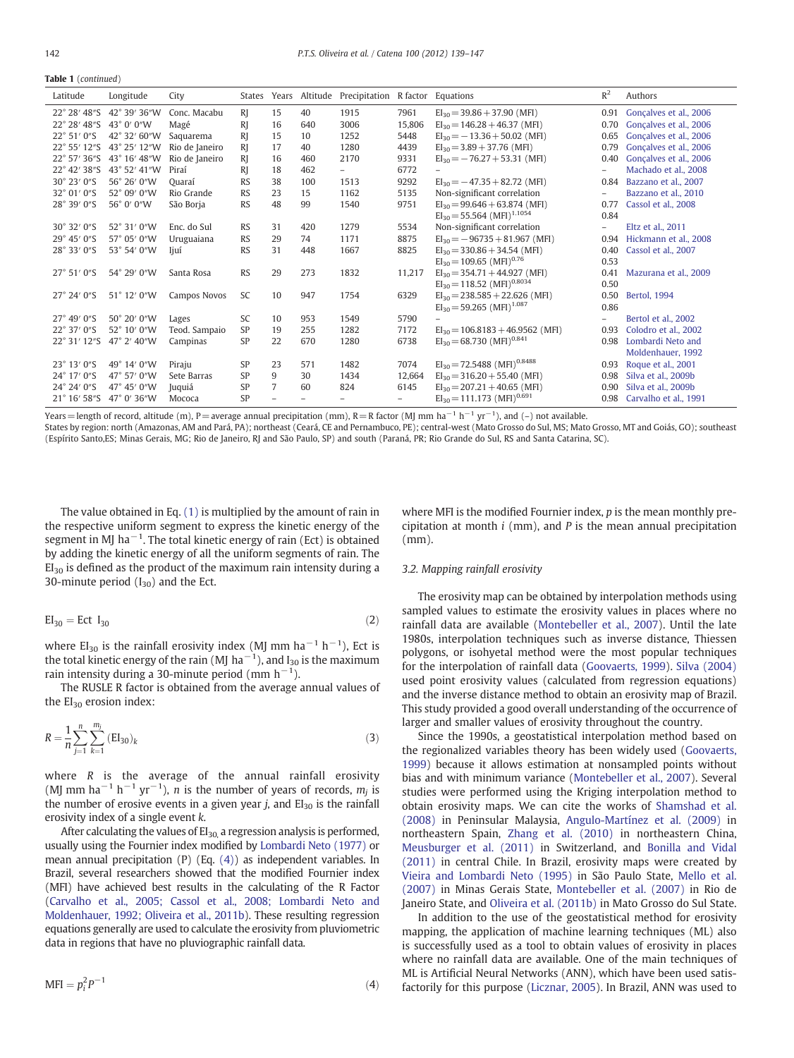**Table 1** (*continued*)

| Latitude | Longitude | City | States | Years | Altitude | Precipitation | R factor | Equations | $R^2$ | Authors |
|---|---|---|---|---|---|---|---|---|---|---|
| 22° 28′ 48″S | 42° 39′ 36″W | Conc. Macabu | RJ | 15 | 40 | 1915 | 7961 | $EI_{30} = 39.86 + 37.90$ (MFI) | 0.91 | Gonçalves et al., 2006 |
| 22° 28′ 48″S | 43° 0′ 0″W | Magé | RJ | 16 | 640 | 3006 | 15,806 | $EI_{30} = 146.28 + 46.37$ (MFI) | 0.70 | Gonçalves et al., 2006 |
| 22° 51′ 0″S | 42° 32′ 60″W | Saquarema | RJ | 15 | 10 | 1252 | 5448 | $EI_{30} = -13.36 + 50.02$ (MFI) | 0.65 | Gonçalves et al., 2006 |
| 22° 55′ 12″S | 43° 25′ 12″W | Rio de Janeiro | RJ | 17 | 40 | 1280 | 4439 | $EI_{30} = 3.89 + 37.76$ (MFI) | 0.79 | Gonçalves et al., 2006 |
| 22° 57′ 36″S | 43° 16′ 48″W | Rio de Janeiro | RJ | 16 | 460 | 2170 | 9331 | $EI_{30} = -76.27 + 53.31$ (MFI) | 0.40 | Gonçalves et al., 2006 |
| 22° 42′ 38″S | 43° 52′ 41″W | Piraí | RJ | 18 | 462 | – | 6772 | – | – | Machado et al., 2008 |
| 30° 23′ 0″S | 56° 26′ 0″W | Quaraí | RS | 38 | 100 | 1513 | 9292 | $EI_{30} = -47.35 + 82.72$ (MFI) | 0.84 | Bazzano et al., 2007 |
| 32° 01′ 0″S | 52° 09′ 0″W | Rio Grande | RS | 23 | 15 | 1162 | 5135 | Non-significant correlation | – | Bazzano et al., 2010 |
| 28° 39′ 0″S | 56° 0′ 0″W | São Borja | RS | 48 | 99 | 1540 | 9751 | $EI_{30} = 99.646 + 63.874$ (MFI)<br>$EI_{30} = 55.564\ (\text{MFI})^{1.1054}$ | 0.77<br>0.84 | Cassol et al., 2008 |
| 30° 32′ 0″S | 52° 31′ 0″W | Enc. do Sul | RS | 31 | 420 | 1279 | 5534 | Non-significant correlation | – | Eltz et al., 2011 |
| 29° 45′ 0″S | 57° 05′ 0″W | Uruguaiana | RS | 29 | 74 | 1171 | 8875 | $EI_{30} = -96735 + 81.967$ (MFI) | 0.94 | Hickmann et al., 2008 |
| 28° 33′ 0″S | 53° 54′ 0″W | Ijuí | RS | 31 | 448 | 1667 | 8825 | $EI_{30} = 330.86 + 34.54$ (MFI)<br>$EI_{30} = 109.65\ (\text{MFI})^{0.76}$ | 0.40<br>0.53 | Cassol et al., 2007 |
| 27° 51′ 0″S | 54° 29′ 0″W | Santa Rosa | RS | 29 | 273 | 1832 | 11,217 | $EI_{30} = 354.71 + 44.927$ (MFI)<br>$EI_{30} = 118.52\ (\text{MFI})^{0.8034}$ | 0.41<br>0.50 | Mazurana et al., 2009 |
| 27° 24′ 0″S | 51° 12′ 0″W | Campos Novos | SC | 10 | 947 | 1754 | 6329 | $EI_{30} = 238.585 + 22.626$ (MFI)<br>$EI_{30} = 59.265\ (\text{MFI})^{1.087}$ | 0.50<br>0.86 | Bertol, 1994 |
| 27° 49′ 0″S | 50° 20′ 0″W | Lages | SC | 10 | 953 | 1549 | 5790 | – | – | Bertol et al., 2002 |
| 22° 37′ 0″S | 52° 10′ 0″W | Teod. Sampaio | SP | 19 | 255 | 1282 | 7172 | $EI_{30} = 106.8183 + 46.9562$ (MFI) | 0.93 | Colodro et al., 2002 |
| 22° 31′ 12″S | 47° 2′ 40″W | Campinas | SP | 22 | 670 | 1280 | 6738 | $EI_{30} = 68.730\ (\text{MFI})^{0.841}$ | 0.98 | Lombardi Neto and Moldenhauer, 1992 |
| 23° 13′ 0″S | 49° 14′ 0″W | Piraju | SP | 23 | 571 | 1482 | 7074 | $EI_{30} = 72.5488\ (\text{MFI})^{0.8488}$ | 0.93 | Roque et al., 2001 |
| 24° 17′ 0″S | 47° 57′ 0″W | Sete Barras | SP | 9 | 30 | 1434 | 12,664 | $EI_{30} = 316.20 + 55.40$ (MFI) | 0.98 | Silva et al., 2009b |
| 24° 20′ 0″S | 47° 45′ 0″W | Juquiá | SP | 7 | 60 | 824 | 6145 | $EI_{30} = 207.21 + 40.65$ (MFI) | 0.90 | Silva et al., 2009b |
| 21° 16′ 58″S | 47° 0′ 36″W | Mococa | SP | – | – | – | – | $EI_{30} = 111.173\ (\text{MFI})^{0.691}$ | 0.98 | Carvalho et al., 1991 |

Years = length of record, altitude (m), P = average annual precipitation (mm), R = R factor (MJ mm ha$^{-1}$ h$^{-1}$ yr$^{-1}$), and (–) not available.
States by region: north (Amazonas, AM and Pará, PA); northeast (Ceará, CE and Pernambuco, PE); central-west (Mato Grosso do Sul, MS; Mato Grosso, MT and Goiás, GO); southeast (Espírito Santo,ES; Minas Gerais, MG; Rio de Janeiro, RJ and São Paulo, SP) and south (Paraná, PR; Rio Grande do Sul, RS and Santa Catarina, SC).

The value obtained in Eq. (1) is multiplied by the amount of rain in the respective uniform segment to express the kinetic energy of the segment in MJ ha$^{-1}$. The total kinetic energy of rain (Ect) is obtained by adding the kinetic energy of all the uniform segments of rain. The $EI_{30}$ is defined as the product of the maximum rain intensity during a 30-minute period ($I_{30}$) and the Ect.

$$EI_{30} = \text{Ect}\ I_{30} \tag{2}$$

where $EI_{30}$ is the rainfall erosivity index (MJ mm ha$^{-1}$ h$^{-1}$), Ect is the total kinetic energy of the rain (MJ ha$^{-1}$), and $I_{30}$ is the maximum rain intensity during a 30-minute period (mm h$^{-1}$).

The RUSLE R factor is obtained from the average annual values of the $EI_{30}$ erosion index:

$$R = \frac{1}{n}\sum_{j=1}^{n}\sum_{k=1}^{m_j}(EI_{30})_k \tag{3}$$

where $R$ is the average of the annual rainfall erosivity (MJ mm ha$^{-1}$ h$^{-1}$ yr$^{-1}$), $n$ is the number of years of records, $m_j$ is the number of erosive events in a given year $j$, and $EI_{30}$ is the rainfall erosivity index of a single event $k$.

After calculating the values of $EI_{30}$, a regression analysis is performed, usually using the Fournier index modified by Lombardi Neto (1977) or mean annual precipitation (P) (Eq. (4)) as independent variables. In Brazil, several researchers showed that the modified Fournier index (MFI) have achieved best results in the calculating of the R Factor (Carvalho et al., 2005; Cassol et al., 2008; Lombardi Neto and Moldenhauer, 1992; Oliveira et al., 2011b). These resulting regression equations generally are used to calculate the erosivity from pluviometric data in regions that have no pluviographic rainfall data.

$$\text{MFI} = p_i^2 P^{-1} \tag{4}$$

where MFI is the modified Fournier index, $p$ is the mean monthly precipitation at month $i$ (mm), and $P$ is the mean annual precipitation (mm).

### 3.2. Mapping rainfall erosivity

The erosivity map can be obtained by interpolation methods using sampled values to estimate the erosivity values in places where no rainfall data are available (Montebeller et al., 2007). Until the late 1980s, interpolation techniques such as inverse distance, Thiessen polygons, or isohyetal method were the most popular techniques for the interpolation of rainfall data (Goovaerts, 1999). Silva (2004) used point erosivity values (calculated from regression equations) and the inverse distance method to obtain an erosivity map of Brazil. This study provided a good overall understanding of the occurrence of larger and smaller values of erosivity throughout the country.

Since the 1990s, a geostatistical interpolation method based on the regionalized variables theory has been widely used (Goovaerts, 1999) because it allows estimation at nonsampled points without bias and with minimum variance (Montebeller et al., 2007). Several studies were performed using the Kriging interpolation method to obtain erosivity maps. We can cite the works of Shamshad et al. (2008) in Peninsular Malaysia, Angulo-Martínez et al. (2009) in northeastern Spain, Zhang et al. (2010) in northeastern China, Meusburger et al. (2011) in Switzerland, and Bonilla and Vidal (2011) in central Chile. In Brazil, erosivity maps were created by Vieira and Lombardi Neto (1995) in São Paulo State, Mello et al. (2007) in Minas Gerais State, Montebeller et al. (2007) in Rio de Janeiro State, and Oliveira et al. (2011b) in Mato Grosso do Sul State.

In addition to the use of the geostatistical method for erosivity mapping, the application of machine learning techniques (ML) also is successfully used as a tool to obtain values of erosivity in places where no rainfall data are available. One of the main techniques of ML is Artificial Neural Networks (ANN), which have been used satisfactorily for this purpose (Licznar, 2005). In Brazil, ANN was used to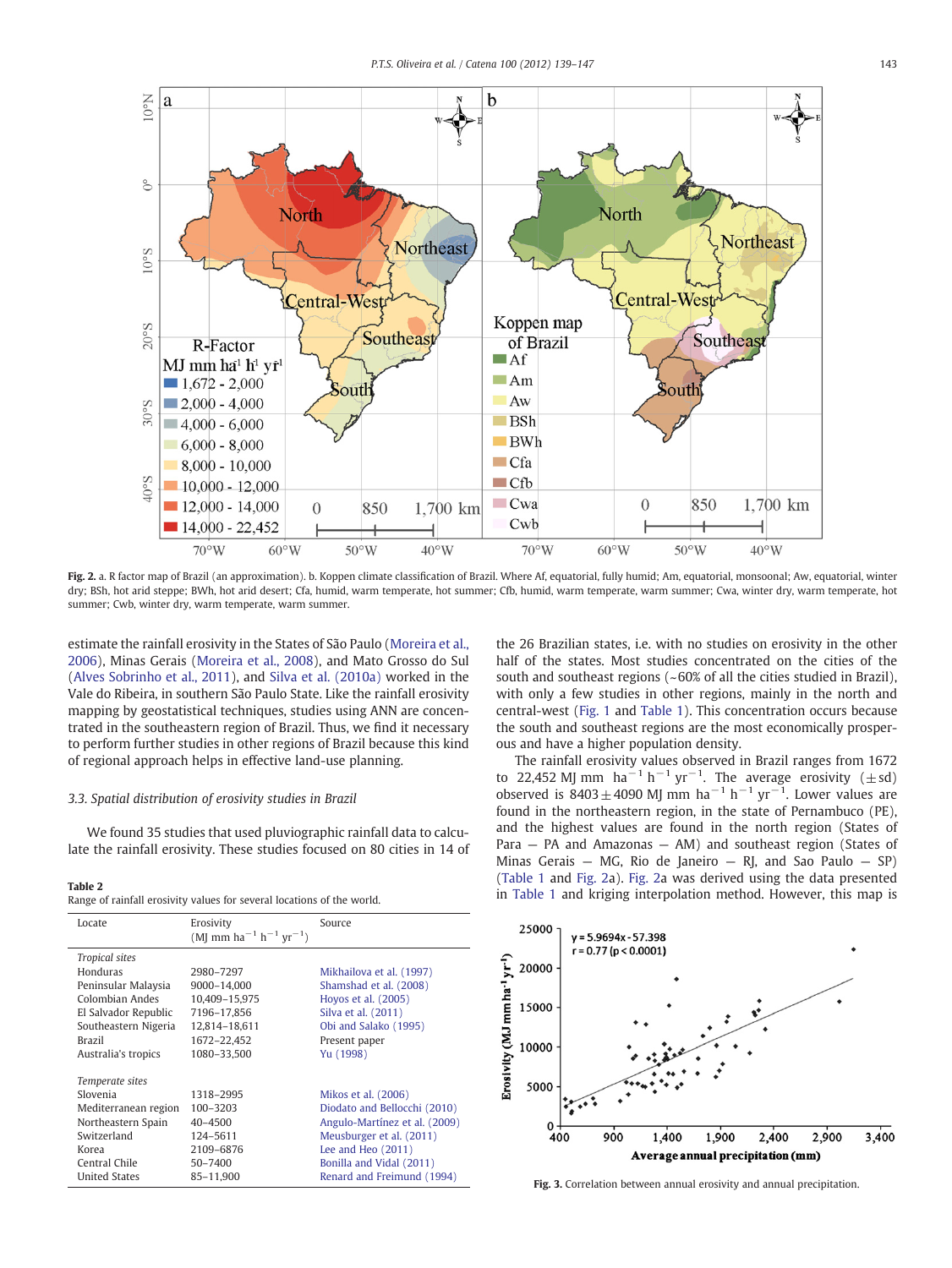Fig. 2. a. R factor map of Brazil (an approximation). b. Koppen climate classification of Brazil. Where Af, equatorial, fully humid; Am, equatorial, monsoonal; Aw, equatorial, winter dry; BSh, hot arid steppe; BWh, hot arid desert; Cfa, humid, warm temperate, hot summer; Cfb, humid, warm temperate, warm summer; Cwa, winter dry, warm temperate, hot summer; Cwb, winter dry, warm temperate, warm summer.

estimate the rainfall erosivity in the States of São Paulo (Moreira et al., 2006), Minas Gerais (Moreira et al., 2008), and Mato Grosso do Sul (Alves Sobrinho et al., 2011), and Silva et al. (2010a) worked in the Vale do Ribeira, in southern São Paulo State. Like the rainfall erosivity mapping by geostatistical techniques, studies using ANN are concentrated in the southeastern region of Brazil. Thus, we find it necessary to perform further studies in other regions of Brazil because this kind of regional approach helps in effective land-use planning.

### 3.3. Spatial distribution of erosivity studies in Brazil

We found 35 studies that used pluviographic rainfall data to calculate the rainfall erosivity. These studies focused on 80 cities in 14 of the 26 Brazilian states, i.e. with no studies on erosivity in the other half of the states. Most studies concentrated on the cities of the south and southeast regions (~60% of all the cities studied in Brazil), with only a few studies in other regions, mainly in the north and central-west (Fig. 1 and Table 1). This concentration occurs because the south and southeast regions are the most economically prosperous and have a higher population density.

The rainfall erosivity values observed in Brazil ranges from 1672 to 22,452 MJ mm $ha^{-1}$ $h^{-1}$ $yr^{-1}$. The average erosivity (±sd) observed is $8403 \pm 4090$ MJ mm $ha^{-1}$ $h^{-1}$ $yr^{-1}$. Lower values are found in the northeastern region, in the state of Pernambuco (PE), and the highest values are found in the north region (States of Para — PA and Amazonas — AM) and southeast region (States of Minas Gerais — MG, Rio de Janeiro — RJ, and Sao Paulo — SP) (Table 1 and Fig. 2a). Fig. 2a was derived using the data presented in Table 1 and kriging interpolation method. However, this map is

**Table 2**
Range of rainfall erosivity values for several locations of the world.

| Locate | Erosivity (MJ mm $ha^{-1}$ $h^{-1}$ $yr^{-1}$) | Source |
|---|---|---|
| *Tropical sites* | | |
| Honduras | 2980–7297 | Mikhailova et al. (1997) |
| Peninsular Malaysia | 9000–14,000 | Shamshad et al. (2008) |
| Colombian Andes | 10,409–15,975 | Hoyos et al. (2005) |
| El Salvador Republic | 7196–17,856 | Silva et al. (2011) |
| Southeastern Nigeria | 12,814–18,611 | Obi and Salako (1995) |
| Brazil | 1672–22,452 | Present paper |
| Australia's tropics | 1080–33,500 | Yu (1998) |
| *Temperate sites* | | |
| Slovenia | 1318–2995 | Mikos et al. (2006) |
| Mediterranean region | 100–3203 | Diodato and Bellocchi (2010) |
| Northeastern Spain | 40–4500 | Angulo-Martínez et al. (2009) |
| Switzerland | 124–5611 | Meusburger et al. (2011) |
| Korea | 2109–6876 | Lee and Heo (2011) |
| Central Chile | 50–7400 | Bonilla and Vidal (2011) |
| United States | 85–11,900 | Renard and Freimund (1994) |

Fig. 3. Correlation between annual erosivity and annual precipitation.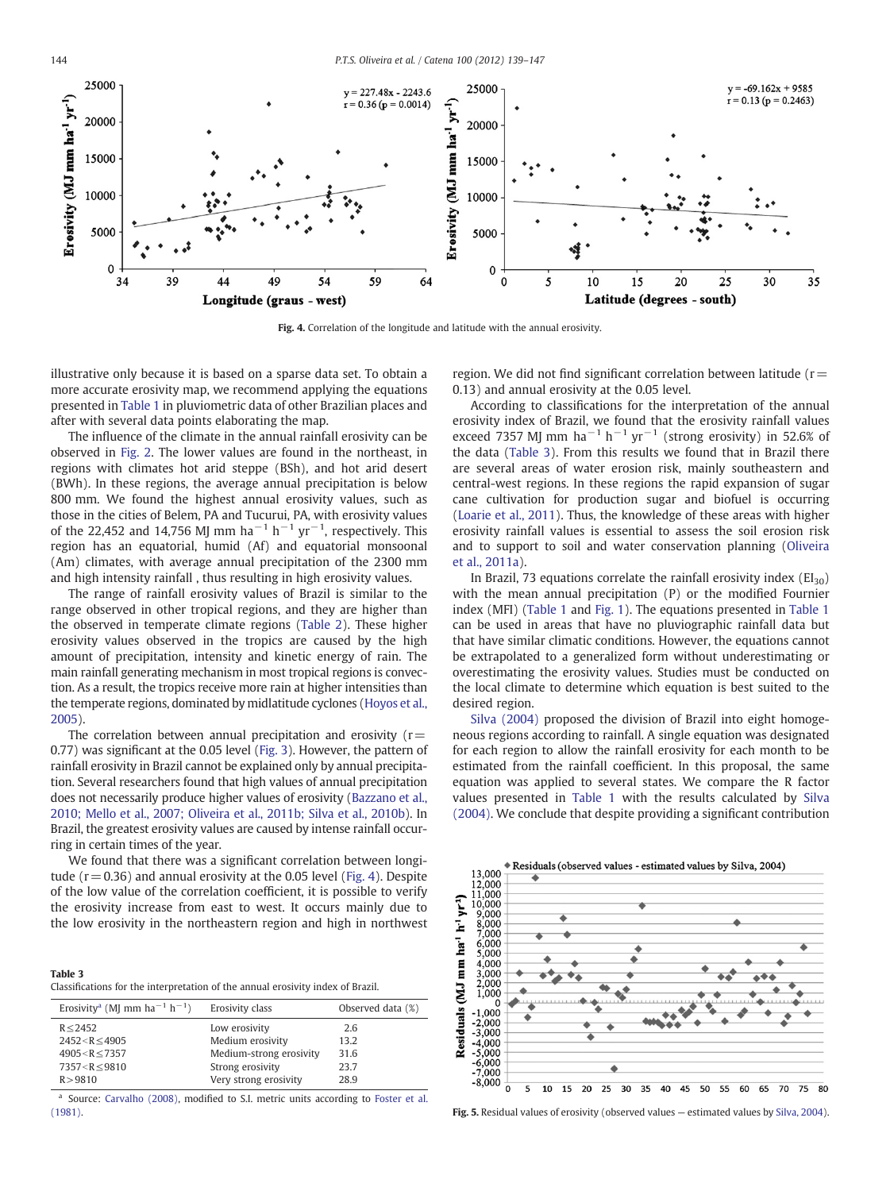Fig. 4. Correlation of the longitude and latitude with the annual erosivity.

illustrative only because it is based on a sparse data set. To obtain a more accurate erosivity map, we recommend applying the equations presented in Table 1 in pluviometric data of other Brazilian places and after with several data points elaborating the map.

The influence of the climate in the annual rainfall erosivity can be observed in Fig. 2. The lower values are found in the northeast, in regions with climates hot arid steppe (BSh), and hot arid desert (BWh). In these regions, the average annual precipitation is below 800 mm. We found the highest annual erosivity values, such as those in the cities of Belem, PA and Tucurui, PA, with erosivity values of the 22,452 and 14,756 MJ mm $ha^{-1}$ $h^{-1}$ $yr^{-1}$, respectively. This region has an equatorial, humid (Af) and equatorial monsoonal (Am) climates, with average annual precipitation of the 2300 mm and high intensity rainfall , thus resulting in high erosivity values.

The range of rainfall erosivity values of Brazil is similar to the range observed in other tropical regions, and they are higher than the observed in temperate climate regions (Table 2). These higher erosivity values observed in the tropics are caused by the high amount of precipitation, intensity and kinetic energy of rain. The main rainfall generating mechanism in most tropical regions is convection. As a result, the tropics receive more rain at higher intensities than the temperate regions, dominated by midlatitude cyclones (Hoyos et al., 2005).

The correlation between annual precipitation and erosivity ($r = 0.77$) was significant at the 0.05 level (Fig. 3). However, the pattern of rainfall erosivity in Brazil cannot be explained only by annual precipitation. Several researchers found that high values of annual precipitation does not necessarily produce higher values of erosivity (Bazzano et al., 2010; Mello et al., 2007; Oliveira et al., 2011b; Silva et al., 2010b). In Brazil, the greatest erosivity values are caused by intense rainfall occurring in certain times of the year.

We found that there was a significant correlation between longitude ($r = 0.36$) and annual erosivity at the 0.05 level (Fig. 4). Despite of the low value of the correlation coefficient, it is possible to verify the erosivity increase from east to west. It occurs mainly due to the low erosivity in the northeastern region and high in northwest region. We did not find significant correlation between latitude ($r = 0.13$) and annual erosivity at the 0.05 level.

According to classifications for the interpretation of the annual erosivity index of Brazil, we found that the erosivity rainfall values exceed 7357 MJ mm $ha^{-1}$ $h^{-1}$ $yr^{-1}$ (strong erosivity) in 52.6% of the data (Table 3). From this results we found that in Brazil there are several areas of water erosion risk, mainly southeastern and central-west regions. In these regions the rapid expansion of sugar cane cultivation for production sugar and biofuel is occurring (Loarie et al., 2011). Thus, the knowledge of these areas with higher erosivity rainfall values is essential to assess the soil erosion risk and to support to soil and water conservation planning (Oliveira et al., 2011a).

In Brazil, 73 equations correlate the rainfall erosivity index ($EI_{30}$) with the mean annual precipitation (P) or the modified Fournier index (MFI) (Table 1 and Fig. 1). The equations presented in Table 1 can be used in areas that have no pluviographic rainfall data but that have similar climatic conditions. However, the equations cannot be extrapolated to a generalized form without underestimating or overestimating the erosivity values. Studies must be conducted on the local climate to determine which equation is best suited to the desired region.

Silva (2004) proposed the division of Brazil into eight homogeneous regions according to rainfall. A single equation was designated for each region to allow the rainfall erosivity for each month to be estimated from the rainfall coefficient. In this proposal, the same equation was applied to several states. We compare the R factor values presented in Table 1 with the results calculated by Silva (2004). We conclude that despite providing a significant contribution

**Table 3**
Classifications for the interpretation of the annual erosivity index of Brazil.

| Erosivity[a] (MJ mm $ha^{-1}$ $h^{-1}$) | Erosivity class | Observed data (%) |
|---|---|---|
| $R \leq 2452$ | Low erosivity | 2.6 |
| $2452 < R \leq 4905$ | Medium erosivity | 13.2 |
| $4905 < R \leq 7357$ | Medium-strong erosivity | 31.6 |
| $7357 < R \leq 9810$ | Strong erosivity | 23.7 |
| $R > 9810$ | Very strong erosivity | 28.9 |

[a] Source: Carvalho (2008), modified to S.I. metric units according to Foster et al. (1981).

Fig. 5. Residual values of erosivity (observed values − estimated values by Silva, 2004).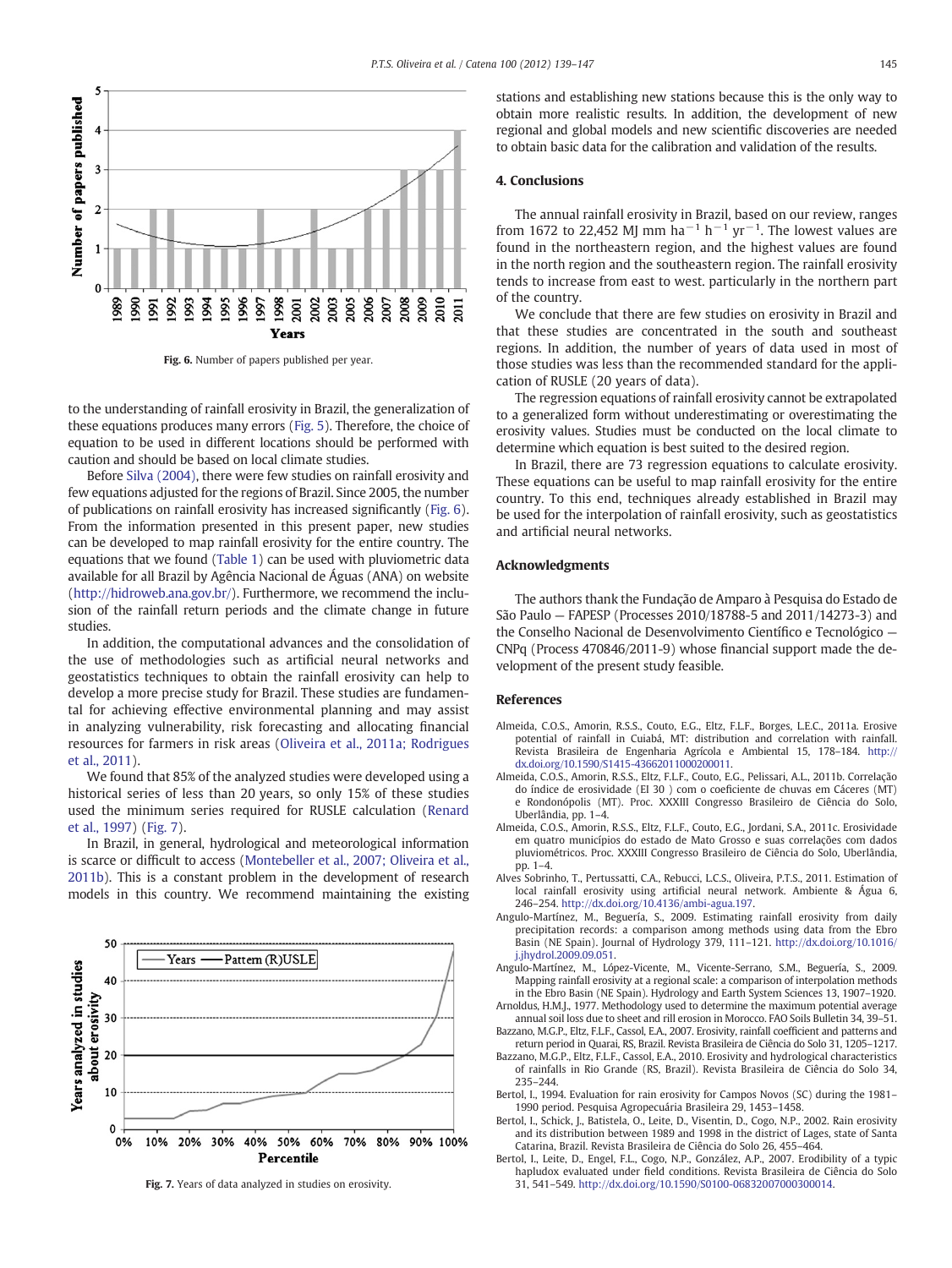Fig. 6. Number of papers published per year.

to the understanding of rainfall erosivity in Brazil, the generalization of these equations produces many errors (Fig. 5). Therefore, the choice of equation to be used in different locations should be performed with caution and should be based on local climate studies.

Before Silva (2004), there were few studies on rainfall erosivity and few equations adjusted for the regions of Brazil. Since 2005, the number of publications on rainfall erosivity has increased significantly (Fig. 6). From the information presented in this present paper, new studies can be developed to map rainfall erosivity for the entire country. The equations that we found (Table 1) can be used with pluviometric data available for all Brazil by Agência Nacional de Águas (ANA) on website (http://hidroweb.ana.gov.br/). Furthermore, we recommend the inclusion of the rainfall return periods and the climate change in future studies.

In addition, the computational advances and the consolidation of the use of methodologies such as artificial neural networks and geostatistics techniques to obtain the rainfall erosivity can help to develop a more precise study for Brazil. These studies are fundamental for achieving effective environmental planning and may assist in analyzing vulnerability, risk forecasting and allocating financial resources for farmers in risk areas (Oliveira et al., 2011a; Rodrigues et al., 2011).

We found that 85% of the analyzed studies were developed using a historical series of less than 20 years, so only 15% of these studies used the minimum series required for RUSLE calculation (Renard et al., 1997) (Fig. 7).

In Brazil, in general, hydrological and meteorological information is scarce or difficult to access (Montebeller et al., 2007; Oliveira et al., 2011b). This is a constant problem in the development of research models in this country. We recommend maintaining the existing stations and establishing new stations because this is the only way to obtain more realistic results. In addition, the development of new regional and global models and new scientific discoveries are needed to obtain basic data for the calibration and validation of the results.

Fig. 7. Years of data analyzed in studies on erosivity.

## 4. Conclusions

The annual rainfall erosivity in Brazil, based on our review, ranges from 1672 to 22,452 MJ mm $ha^{-1}$ $h^{-1}$ $yr^{-1}$. The lowest values are found in the northeastern region, and the highest values are found in the north region and the southeastern region. The rainfall erosivity tends to increase from east to west. particularly in the northern part of the country.

We conclude that there are few studies on erosivity in Brazil and that these studies are concentrated in the south and southeast regions. In addition, the number of years of data used in most of those studies was less than the recommended standard for the application of RUSLE (20 years of data).

The regression equations of rainfall erosivity cannot be extrapolated to a generalized form without underestimating or overestimating the erosivity values. Studies must be conducted on the local climate to determine which equation is best suited to the desired region.

In Brazil, there are 73 regression equations to calculate erosivity. These equations can be useful to map rainfall erosivity for the entire country. To this end, techniques already established in Brazil may be used for the interpolation of rainfall erosivity, such as geostatistics and artificial neural networks.

## Acknowledgments

The authors thank the Fundação de Amparo à Pesquisa do Estado de São Paulo — FAPESP (Processes 2010/18788-5 and 2011/14273-3) and the Conselho Nacional de Desenvolvimento Científico e Tecnológico — CNPq (Process 470846/2011-9) whose financial support made the development of the present study feasible.

## References

Almeida, C.O.S., Amorin, R.S.S., Couto, E.G., Eltz, F.L.F., Borges, L.E.C., 2011a. Erosive potential of rainfall in Cuiabá, MT: distribution and correlation with rainfall. Revista Brasileira de Engenharia Agrícola e Ambiental 15, 178–184. http://dx.doi.org/10.1590/S1415-43662011000200011.

Almeida, C.O.S., Amorin, R.S.S., Eltz, F.L.F., Couto, E.G., Pelissari, A.L., 2011b. Correlação do índice de erosividade (EI 30 ) com o coeficiente de chuvas em Cáceres (MT) e Rondonópolis (MT). Proc. XXXIII Congresso Brasileiro de Ciência do Solo, Uberlândia, pp. 1–4.

Almeida, C.O.S., Amorin, R.S.S., Eltz, F.L.F., Couto, E.G., Jordani, S.A., 2011c. Erosividade em quatro municípios do estado de Mato Grosso e suas correlações com dados pluviométricos. Proc. XXXIII Congresso Brasileiro de Ciência do Solo, Uberlândia, pp. 1–4.

Alves Sobrinho, T., Pertussatti, C.A., Rebucci, L.C.S., Oliveira, P.T.S., 2011. Estimation of local rainfall erosivity using artificial neural network. Ambiente & Água 6, 246–254. http://dx.doi.org/10.4136/ambi-agua.197.

Angulo-Martínez, M., Beguería, S., 2009. Estimating rainfall erosivity from daily precipitation records: a comparison among methods using data from the Ebro Basin (NE Spain). Journal of Hydrology 379, 111–121. http://dx.doi.org/10.1016/j.jhydrol.2009.09.051.

Angulo-Martínez, M., López-Vicente, M., Vicente-Serrano, S.M., Beguería, S., 2009. Mapping rainfall erosivity at a regional scale: a comparison of interpolation methods in the Ebro Basin (NE Spain). Hydrology and Earth System Sciences 13, 1907–1920.

Arnoldus, H.M.J., 1977. Methodology used to determine the maximum potential average annual soil loss due to sheet and rill erosion in Morocco. FAO Soils Bulletin 34, 39–51.

Bazzano, M.G.P., Eltz, F.L.F., Cassol, E.A., 2007. Erosivity, rainfall coefficient and patterns and return period in Quarai, RS, Brazil. Revista Brasileira de Ciência do Solo 31, 1205–1217.

Bazzano, M.G.P., Eltz, F.L.F., Cassol, E.A., 2010. Erosivity and hydrological characteristics of rainfalls in Rio Grande (RS, Brazil). Revista Brasileira de Ciência do Solo 34, 235–244.

Bertol, I., 1994. Evaluation for rain erosivity for Campos Novos (SC) during the 1981–1990 period. Pesquisa Agropecuária Brasileira 29, 1453–1458.

Bertol, I., Schick, J., Batistela, O., Leite, D., Visentin, D., Cogo, N.P., 2002. Rain erosivity and its distribution between 1989 and 1998 in the district of Lages, state of Santa Catarina, Brazil. Revista Brasileira de Ciência do Solo 26, 455–464.

Bertol, I., Leite, D., Engel, F.L., Cogo, N.P., González, A.P., 2007. Erodibility of a typic hapludox evaluated under field conditions. Revista Brasileira de Ciência do Solo 31, 541–549. http://dx.doi.org/10.1590/S0100-06832007000300014.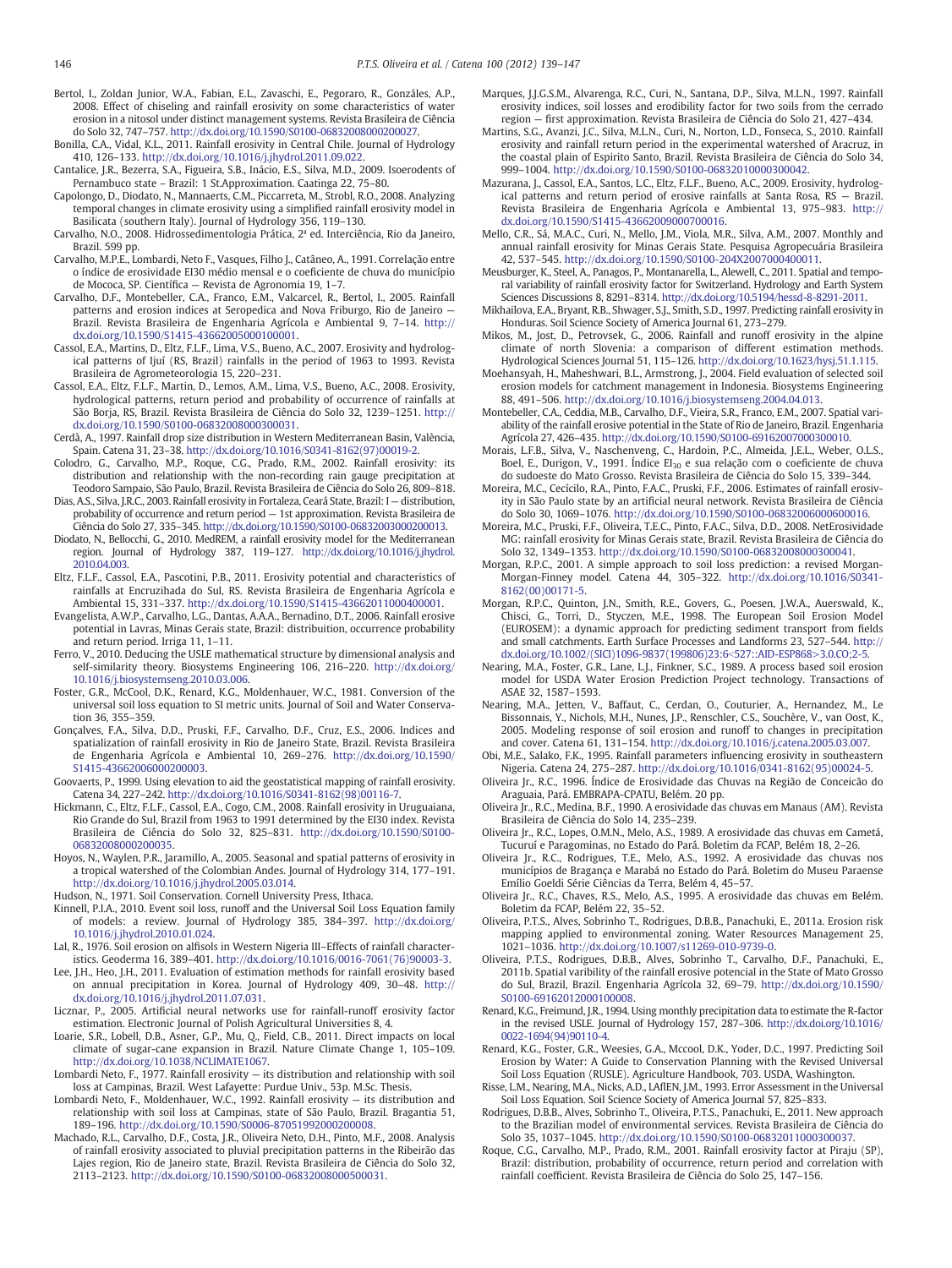Bertol, I., Zoldan Junior, W.A., Fabian, E.L., Zavaschi, E., Pegoraro, R., Gonzáles, A.P., 2008. Effect of chiseling and rainfall erosivity on some characteristics of water erosion in a nitosol under distinct management systems. Revista Brasileira de Ciência do Solo 32, 747–757. http://dx.doi.org/10.1590/S0100-06832008000200027.

Bonilla, C.A., Vidal, K.L., 2011. Rainfall erosivity in Central Chile. Journal of Hydrology 410, 126–133. http://dx.doi.org/10.1016/j.jhydrol.2011.09.022.

Cantalice, J.R., Bezerra, S.A., Figueira, S.B., Inácio, E.S., Silva, M.D., 2009. Isoerodents of Pernambuco state – Brazil: 1 St.Approximation. Caatinga 22, 75–80.

Capolongo, D., Diodato, N., Mannaerts, C.M., Piccarreta, M., Strobl, R.O., 2008. Analyzing temporal changes in climate erosivity using a simplified rainfall erosivity model in Basilicata (southern Italy). Journal of Hydrology 356, 119–130.

Carvalho, N.O., 2008. Hidrossedimentologia Prática, 2ª ed. Interciência, Rio da Janeiro, Brazil. 599 pp.

Carvalho, M.P.E., Lombardi, Neto F., Vasques, Filho J., Catâneo, A., 1991. Correlação entre o índice de erosividade EI30 médio mensal e o coeficiente de chuva do município de Mococa, SP. Científica — Revista de Agronomia 19, 1–7.

Carvalho, D.F., Montebeller, C.A., Franco, E.M., Valcarcel, R., Bertol, I., 2005. Rainfall patterns and erosion indices at Seropedica and Nova Friburgo, Rio de Janeiro — Brazil. Revista Brasileira de Engenharia Agrícola e Ambiental 9, 7–14. http://dx.doi.org/10.1590/S1415-43662005000100001.

Cassol, E.A., Martins, D., Eltz, F.L.F., Lima, V.S., Bueno, A.C., 2007. Erosivity and hydrological patterns of Ijuí (RS, Brazil) rainfalls in the period of 1963 to 1993. Revista Brasileira de Agrometeorologia 15, 220–231.

Cassol, E.A., Eltz, F.L.F., Martin, D., Lemos, A.M., Lima, V.S., Bueno, A.C., 2008. Erosivity, hydrological patterns, return period and probability of occurrence of rainfalls at São Borja, RS, Brazil. Revista Brasileira de Ciência do Solo 32, 1239–1251. http://dx.doi.org/10.1590/S0100-06832008000300031.

Cerdà, A., 1997. Rainfall drop size distribution in Western Mediterranean Basin, València, Spain. Catena 31, 23–38. http://dx.doi.org/10.1016/S0341-8162(97)00019-2.

Colodro, G., Carvalho, M.P., Roque, C.G., Prado, R.M., 2002. Rainfall erosivity: its distribution and relationship with the non-recording rain gauge precipitation at Teodoro Sampaio, São Paulo, Brazil. Revista Brasileira de Ciência do Solo 26, 809–818.

Dias, A.S., Silva, J.R.C., 2003. Rainfall erosivity in Fortaleza, Ceará State, Brazil: I — distribution, probability of occurrence and return period — 1st approximation. Revista Brasileira de Ciência do Solo 27, 335–345. http://dx.doi.org/10.1590/S0100-06832003000200013.

Diodato, N., Bellocchi, G., 2010. MedREM, a rainfall erosivity model for the Mediterranean region. Journal of Hydrology 387, 119–127. http://dx.doi.org/10.1016/j.jhydrol.2010.04.003.

Eltz, F.L.F., Cassol, E.A., Pascotini, P.B., 2011. Erosivity potential and characteristics of rainfalls at Encruzihada do Sul, RS. Revista Brasileira de Engenharia Agrícola e Ambiental 15, 331–337. http://dx.doi.org/10.1590/S1415-43662011000400001.

Evangelista, A.W.P., Carvalho, L.G., Dantas, A.A.A., Bernadino, D.T., 2006. Rainfall erosive potential in Lavras, Minas Gerais state, Brazil: distribuition, occurrence probability and return period. Irriga 11, 1–11.

Ferro, V., 2010. Deducing the USLE mathematical structure by dimensional analysis and self-similarity theory. Biosystems Engineering 106, 216–220. http://dx.doi.org/10.1016/j.biosystemseng.2010.03.006.

Foster, G.R., McCool, D.K., Renard, K.G., Moldenhauer, W.C., 1981. Conversion of the universal soil loss equation to SI metric units. Journal of Soil and Water Conservation 36, 355–359.

Gonçalves, F.A., Silva, D.D., Pruski, F.F., Carvalho, D.F., Cruz, E.S., 2006. Indices and spatialization of rainfall erosivity in Rio de Janeiro State, Brazil. Revista Brasileira de Engenharia Agrícola e Ambiental 10, 269–276. http://dx.doi.org/10.1590/S1415-43662006000200003.

Goovaerts, P., 1999. Using elevation to aid the geostatistical mapping of rainfall erosivity. Catena 34, 227–242. http://dx.doi.org/10.1016/S0341-8162(98)00116-7.

Hickmann, C., Eltz, F.L.F., Cassol, E.A., Cogo, C.M., 2008. Rainfall erosivity in Uruguaiana, Rio Grande do Sul, Brazil from 1963 to 1991 determined by the EI30 index. Revista Brasileira de Ciência do Solo 32, 825–831. http://dx.doi.org/10.1590/S0100-06832008000200035.

Hoyos, N., Waylen, P.R., Jaramillo, A., 2005. Seasonal and spatial patterns of erosivity in a tropical watershed of the Colombian Andes. Journal of Hydrology 314, 177–191. http://dx.doi.org/10.1016/j.jhydrol.2005.03.014.

Hudson, N., 1971. Soil Conservation. Cornell University Press, Ithaca.

Kinnell, P.I.A., 2010. Event soil loss, runoff and the Universal Soil Loss Equation family of models: a review. Journal of Hydrology 385, 384–397. http://dx.doi.org/10.1016/j.jhydrol.2010.01.024.

Lal, R., 1976. Soil erosion on alfisols in Western Nigeria III–Effects of rainfall characteristics. Geoderma 16, 389–401. http://dx.doi.org/10.1016/0016-7061(76)90003-3.

Lee, J.H., Heo, J.H., 2011. Evaluation of estimation methods for rainfall erosivity based on annual precipitation in Korea. Journal of Hydrology 409, 30–48. http://dx.doi.org/10.1016/j.jhydrol.2011.07.031.

Licznar, P., 2005. Artificial neural networks use for rainfall-runoff erosivity factor estimation. Electronic Journal of Polish Agricultural Universities 8, 4.

Loarie, S.R., Lobell, D.B., Asner, G.P., Mu, Q., Field, C.B., 2011. Direct impacts on local climate of sugar-cane expansion in Brazil. Nature Climate Change 1, 105–109. http://dx.doi.org/10.1038/NCLIMATE1067.

Lombardi Neto, F., 1977. Rainfall erosivity — its distribution and relationship with soil loss at Campinas, Brazil. West Lafayette: Purdue Univ., 53p. M.Sc. Thesis.

Lombardi Neto, F., Moldenhauer, W.C., 1992. Rainfall erosivity — its distribution and relationship with soil loss at Campinas, state of São Paulo, Brazil. Bragantia 51, 189–196. http://dx.doi.org/10.1590/S0006-87051992000200008.

Machado, R.L., Carvalho, D.F., Costa, J.R., Oliveira Neto, D.H., Pinto, M.F., 2008. Analysis of rainfall erosivity associated to pluvial precipitation patterns in the Ribeirão das Lajes region, Rio de Janeiro state, Brazil. Revista Brasileira de Ciência do Solo 32, 2113–2123. http://dx.doi.org/10.1590/S0100-06832008000500031.

Marques, J.J.G.S.M., Alvarenga, R.C., Curi, N., Santana, D.P., Silva, M.L.N., 1997. Rainfall erosivity indices, soil losses and erodibility factor for two soils from the cerrado region — first approximation. Revista Brasileira de Ciência do Solo 21, 427–434.

Martins, S.G., Avanzi, J.C., Silva, M.L.N., Curi, N., Norton, L.D., Fonseca, S., 2010. Rainfall erosivity and rainfall return period in the experimental watershed of Aracruz, in the coastal plain of Espirito Santo, Brazil. Revista Brasileira de Ciência do Solo 34, 999–1004. http://dx.doi.org/10.1590/S0100-06832010000300042.

Mazurana, J., Cassol, E.A., Santos, L.C., Eltz, F.L.F., Bueno, A.C., 2009. Erosivity, hydrological patterns and return period of erosive rainfalls at Santa Rosa, RS — Brazil. Revista Brasileira de Engenharia Agrícola e Ambiental 13, 975–983. http://dx.doi.org/10.1590/S1415-43662009000700016.

Mello, C.R., Sá, M.A.C., Curi, N., Mello, J.M., Viola, M.R., Silva, A.M., 2007. Monthly and annual rainfall erosivity for Minas Gerais State. Pesquisa Agropecuária Brasileira 42, 537–545. http://dx.doi.org/10.1590/S0100-204X2007000400011.

Meusburger, K., Steel, A., Panagos, P., Montanarella, L., Alewell, C., 2011. Spatial and temporal variability of rainfall erosivity factor for Switzerland. Hydrology and Earth System Sciences Discussions 8, 8291–8314. http://dx.doi.org/10.5194/hessd-8-8291-2011.

Mikhailova, E.A., Bryant, R.B., Shwager, S.J., Smith, S.D., 1997. Predicting rainfall erosivity in Honduras. Soil Science Society of America Journal 61, 273–279.

Mikos, M., Jost, D., Petrovsek, G., 2006. Rainfall and runoff erosivity in the alpine climate of north Slovenia: a comparison of different estimation methods. Hydrological Sciences Journal 51, 115–126. http://dx.doi.org/10.1623/hysj.51.1.115.

Moehansyah, H., Maheshwari, B.L., Armstrong, J., 2004. Field evaluation of selected soil erosion models for catchment management in Indonesia. Biosystems Engineering 88, 491–506. http://dx.doi.org/10.1016/j.biosystemseng.2004.04.013.

Montebeller, C.A., Ceddia, M.B., Carvalho, D.F., Vieira, S.R., Franco, E.M., 2007. Spatial variability of the rainfall erosive potential in the State of Rio de Janeiro, Brazil. Engenharia Agrícola 27, 426–435. http://dx.doi.org/10.1590/S0100-69162007000300010.

Morais, L.F.B., Silva, V., Naschenveng, C., Hardoin, P.C., Almeida, J.E.L., Weber, O.L.S., Boel, E., Durigon, V., 1991. Índice $EI_{30}$ e sua relação com o coeficiente de chuva do sudoeste do Mato Grosso. Revista Brasileira de Ciência do Solo 15, 339–344.

Moreira, M.C., Cecílio, R.A., Pinto, F.A.C., Pruski, F.F., 2006. Estimates of rainfall erosivity in São Paulo state by an artificial neural network. Revista Brasileira de Ciência do Solo 30, 1069–1076. http://dx.doi.org/10.1590/S0100-06832006000600016.

Moreira, M.C., Pruski, F.F., Oliveira, T.E.C., Pinto, F.A.C., Silva, D.D., 2008. NetErosividade MG: rainfall erosivity for Minas Gerais state, Brazil. Revista Brasileira de Ciência do Solo 32, 1349–1353. http://dx.doi.org/10.1590/S0100-06832008000300041.

Morgan, R.P.C., 2001. A simple approach to soil loss prediction: a revised Morgan-Morgan-Finney model. Catena 44, 305–322. http://dx.doi.org/10.1016/S0341-8162(00)00171-5.

Morgan, R.P.C., Quinton, J.N., Smith, R.E., Govers, G., Poesen, J.W.A., Auerswald, K., Chisci, G., Torri, D., Styczen, M.E., 1998. The European Soil Erosion Model (EUROSEM): a dynamic approach for predicting sediment transport from fields and small catchments. Earth Surface Processes and Landforms 23, 527–544. http://dx.doi.org/10.1002/(SICI)1096-9837(199806)23:6<527::AID-ESP868>3.0.CO;2-5.

Nearing, M.A., Foster, G.R., Lane, L.J., Finkner, S.C., 1989. A process based soil erosion model for USDA Water Erosion Prediction Project technology. Transactions of ASAE 32, 1587–1593.

Nearing, M.A., Jetten, V., Baffaut, C., Cerdan, O., Couturier, A., Hernandez, M., Le Bissonnais, Y., Nichols, M.H., Nunes, J.P., Renschler, C.S., Souchère, V., van Oost, K., 2005. Modeling response of soil erosion and runoff to changes in precipitation and cover. Catena 61, 131–154. http://dx.doi.org/10.1016/j.catena.2005.03.007.

Obi, M.E., Salako, F.K., 1995. Rainfall parameters influencing erosivity in southeastern Nigeria. Catena 24, 275–287. http://dx.doi.org/10.1016/0341-8162(95)00024-5.

Oliveira Jr., R.C., 1996. Índice de Erosividade das Chuvas na Região de Conceicão do Araguaia, Pará. EMBRAPA-CPATU, Belém. 20 pp.

Oliveira Jr., R.C., Medina, B.F., 1990. A erosividade das chuvas em Manaus (AM). Revista Brasileira de Ciência do Solo 14, 235–239.

Oliveira Jr., R.C., Lopes, O.M.N., Melo, A.S., 1989. A erosividade das chuvas em Cametá, Tucuruí e Paragominas, no Estado do Pará. Boletim da FCAP, Belém 18, 2–26.

Oliveira Jr., R.C., Rodrigues, T.E., Melo, A.S., 1992. A erosividade das chuvas nos municípios de Bragança e Marabá no Estado do Pará. Boletim do Museu Paraense Emílio Goeldi Série Ciências da Terra, Belém 4, 45–57.

Oliveira Jr., R.C., Chaves, R.S., Melo, A.S., 1995. A erosividade das chuvas em Belém. Boletim da FCAP, Belém 22, 35–52.

Oliveira, P.T.S., Alves, Sobrinho T., Rodrigues, D.B.B., Panachuki, E., 2011a. Erosion risk mapping applied to environmental zoning. Water Resources Management 25, 1021–1036. http://dx.doi.org/10.1007/s11269-010-9739-0.

Oliveira, P.T.S., Rodrigues, D.B.B., Alves, Sobrinho T., Carvalho, D.F., Panachuki, E., 2011b. Spatial varibility of the rainfall erosive potencial in the State of Mato Grosso do Sul, Brazil, Brazil. Engenharia Agrícola 32, 69–79. http://dx.doi.org/10.1590/S0100-69162012000100008.

Renard, K.G., Freimund, J.R., 1994. Using monthly precipitation data to estimate the R-factor in the revised USLE. Journal of Hydrology 157, 287–306. http://dx.doi.org/10.1016/0022-1694(94)90110-4.

Renard, K.G., Foster, G.R., Weesies, G.A., Mccool, D.K., Yoder, D.C., 1997. Predicting Soil Erosion by Water: A Guide to Conservation Planning with the Revised Universal Soil Loss Equation (RUSLE). Agriculture Handbook, 703. USDA, Washington.

Risse, L.M., Nearing, M.A., Nicks, A.D., LAflEN, J.M., 1993. Error Assessment in the Universal Soil Loss Equation. Soil Science Society of America Journal 57, 825–833.

Rodrigues, D.B.B., Alves, Sobrinho T., Oliveira, P.T.S., Panachuki, E., 2011. New approach to the Brazilian model of environmental services. Revista Brasileira de Ciência do Solo 35, 1037–1045. http://dx.doi.org/10.1590/S0100-06832011000300037.

Roque, C.G., Carvalho, M.P., Prado, R.M., 2001. Rainfall erosivity factor at Piraju (SP), Brazil: distribution, probability of occurrence, return period and correlation with rainfall coefficient. Revista Brasileira de Ciência do Solo 25, 147–156.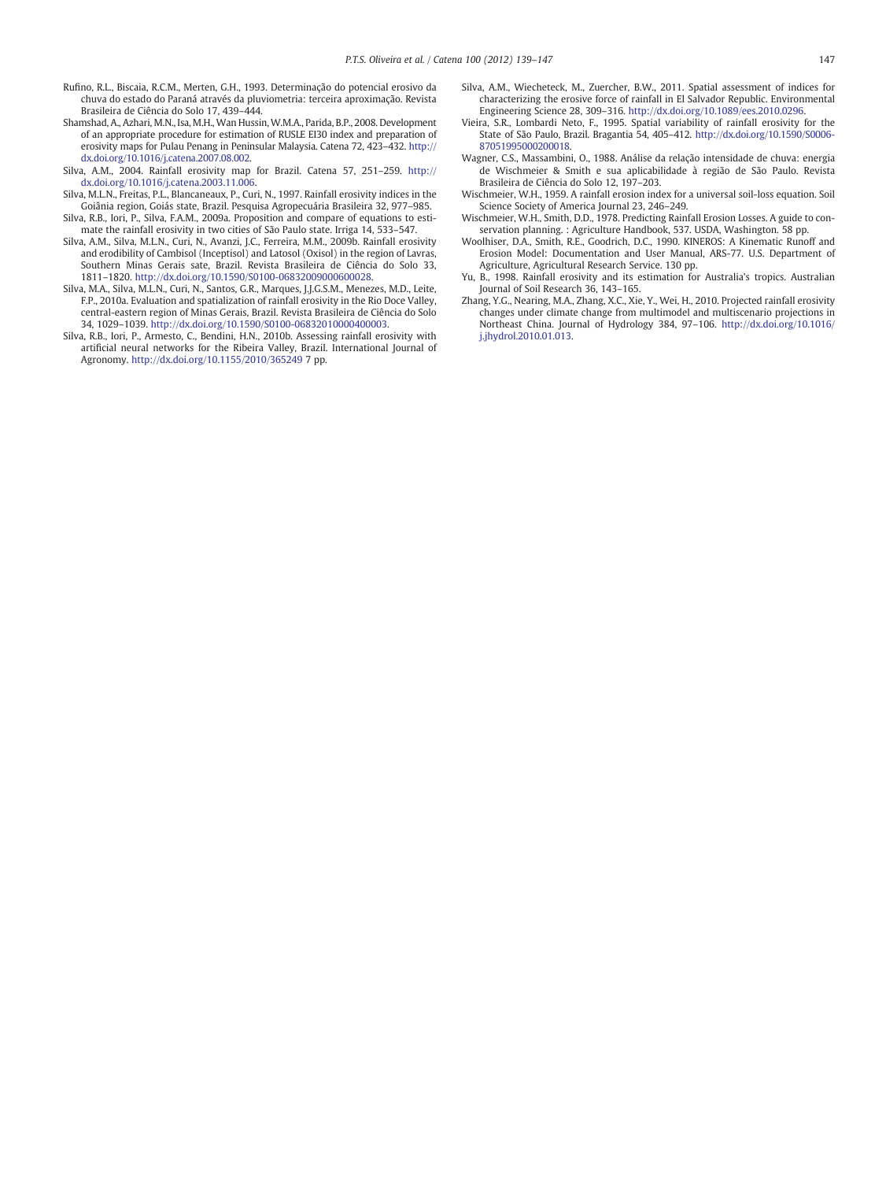Rufino, R.L., Biscaia, R.C.M., Merten, G.H., 1993. Determinação do potencial erosivo da chuva do estado do Paraná através da pluviometria: terceira aproximação. Revista Brasileira de Ciência do Solo 17, 439–444.

Shamshad, A., Azhari, M.N., Isa, M.H., Wan Hussin, W.M.A., Parida, B.P., 2008. Development of an appropriate procedure for estimation of RUSLE EI30 index and preparation of erosivity maps for Pulau Penang in Peninsular Malaysia. Catena 72, 423–432. http://dx.doi.org/10.1016/j.catena.2007.08.002.

Silva, A.M., 2004. Rainfall erosivity map for Brazil. Catena 57, 251–259. http://dx.doi.org/10.1016/j.catena.2003.11.006.

Silva, M.L.N., Freitas, P.L., Blancaneaux, P., Curi, N., 1997. Rainfall erosivity indices in the Goiânia region, Goiás state, Brazil. Pesquisa Agropecuária Brasileira 32, 977–985.

Silva, R.B., Iori, P., Silva, F.A.M., 2009a. Proposition and compare of equations to estimate the rainfall erosivity in two cities of São Paulo state. Irriga 14, 533–547.

Silva, A.M., Silva, M.L.N., Curi, N., Avanzi, J.C., Ferreira, M.M., 2009b. Rainfall erosivity and erodibility of Cambisol (Inceptisol) and Latosol (Oxisol) in the region of Lavras, Southern Minas Gerais sate, Brazil. Revista Brasileira de Ciência do Solo 33, 1811–1820. http://dx.doi.org/10.1590/S0100-06832009000600028.

Silva, M.A., Silva, M.L.N., Curi, N., Santos, G.R., Marques, J.J.G.S.M., Menezes, M.D., Leite, F.P., 2010a. Evaluation and spatialization of rainfall erosivity in the Rio Doce Valley, central-eastern region of Minas Gerais, Brazil. Revista Brasileira de Ciência do Solo 34, 1029–1039. http://dx.doi.org/10.1590/S0100-06832010000400003.

Silva, R.B., Iori, P., Armesto, C., Bendini, H.N., 2010b. Assessing rainfall erosivity with artificial neural networks for the Ribeira Valley, Brazil. International Journal of Agronomy. http://dx.doi.org/10.1155/2010/365249 7 pp.

Silva, A.M., Wiecheteck, M., Zuercher, B.W., 2011. Spatial assessment of indices for characterizing the erosive force of rainfall in El Salvador Republic. Environmental Engineering Science 28, 309–316. http://dx.doi.org/10.1089/ees.2010.0296.

Vieira, S.R., Lombardi Neto, F., 1995. Spatial variability of rainfall erosivity for the State of São Paulo, Brazil. Bragantia 54, 405–412. http://dx.doi.org/10.1590/S0006-87051995000200018.

Wagner, C.S., Massambini, O., 1988. Análise da relação intensidade de chuva: energia de Wischmeier & Smith e sua aplicabilidade à região de São Paulo. Revista Brasileira de Ciência do Solo 12, 197–203.

Wischmeier, W.H., 1959. A rainfall erosion index for a universal soil-loss equation. Soil Science Society of America Journal 23, 246–249.

Wischmeier, W.H., Smith, D.D., 1978. Predicting Rainfall Erosion Losses. A guide to conservation planning. : Agriculture Handbook, 537. USDA, Washington. 58 pp.

Woolhiser, D.A., Smith, R.E., Goodrich, D.C., 1990. KINEROS: A Kinematic Runoff and Erosion Model: Documentation and User Manual, ARS-77. U.S. Department of Agriculture, Agricultural Research Service. 130 pp.

Yu, B., 1998. Rainfall erosivity and its estimation for Australia's tropics. Australian Journal of Soil Research 36, 143–165.

Zhang, Y.G., Nearing, M.A., Zhang, X.C., Xie, Y., Wei, H., 2010. Projected rainfall erosivity changes under climate change from multimodel and multiscenario projections in Northeast China. Journal of Hydrology 384, 97–106. http://dx.doi.org/10.1016/j.jhydrol.2010.01.013.